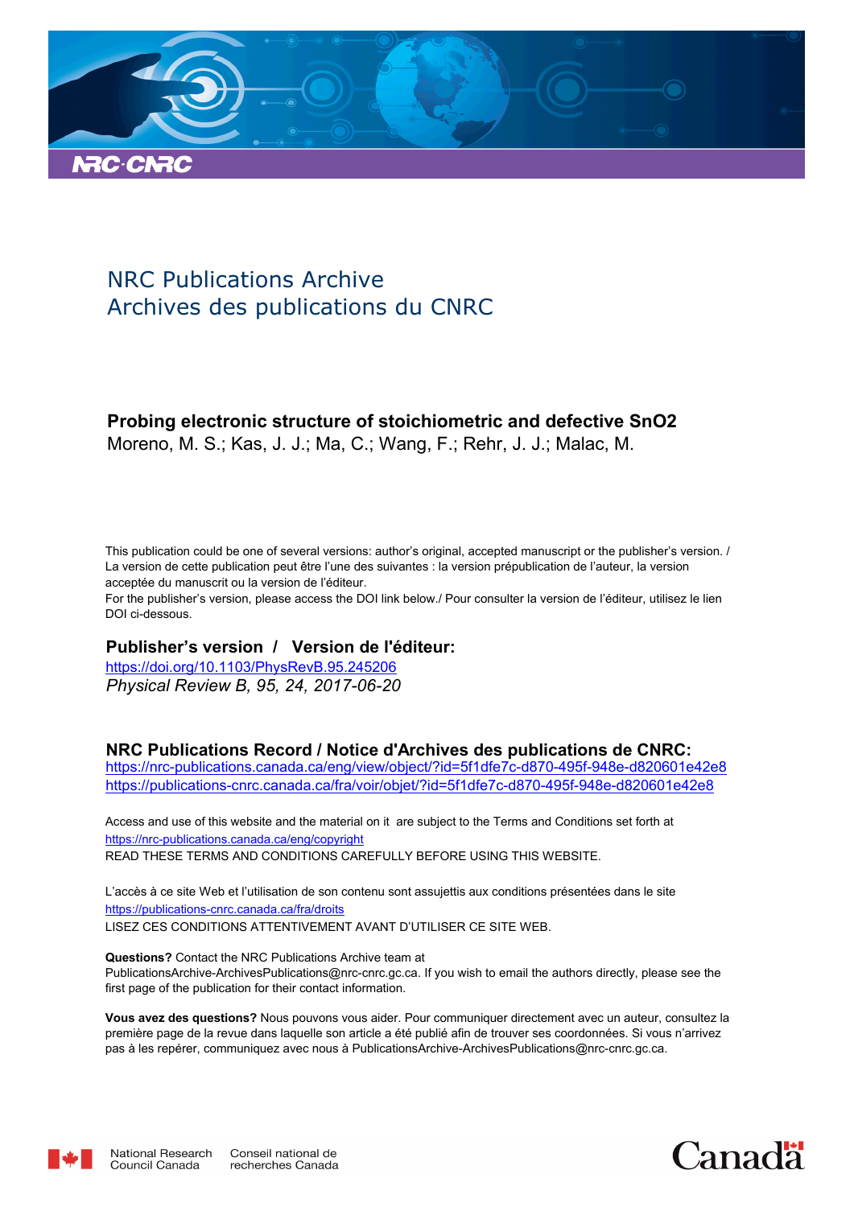NRC Publications Archive
Archives des publications du CNRC

**Probing electronic structure of stoichiometric and defective SnO2**
Moreno, M. S.; Kas, J. J.; Ma, C.; Wang, F.; Rehr, J. J.; Malac, M.

This publication could be one of several versions: author's original, accepted manuscript or the publisher's version. / La version de cette publication peut être l'une des suivantes : la version prépublication de l'auteur, la version acceptée du manuscrit ou la version de l'éditeur.
For the publisher's version, please access the DOI link below./ Pour consulter la version de l'éditeur, utilisez le lien DOI ci-dessous.

**Publisher's version / Version de l'éditeur:**
https://doi.org/10.1103/PhysRevB.95.245206
*Physical Review B, 95, 24, 2017-06-20*

**NRC Publications Record / Notice d'Archives des publications de CNRC:**
https://nrc-publications.canada.ca/eng/view/object/?id=5f1dfe7c-d870-495f-948e-d820601e42e8
https://publications-cnrc.canada.ca/fra/voir/objet/?id=5f1dfe7c-d870-495f-948e-d820601e42e8

Access and use of this website and the material on it are subject to the Terms and Conditions set forth at
https://nrc-publications.canada.ca/eng/copyright
READ THESE TERMS AND CONDITIONS CAREFULLY BEFORE USING THIS WEBSITE.

L'accès à ce site Web et l'utilisation de son contenu sont assujettis aux conditions présentées dans le site
https://publications-cnrc.canada.ca/fra/droits
LISEZ CES CONDITIONS ATTENTIVEMENT AVANT D'UTILISER CE SITE WEB.

**Questions?** Contact the NRC Publications Archive team at
PublicationsArchive-ArchivesPublications@nrc-cnrc.gc.ca. If you wish to email the authors directly, please see the first page of the publication for their contact information.

**Vous avez des questions?** Nous pouvons vous aider. Pour communiquer directement avec un auteur, consultez la première page de la revue dans laquelle son article a été publié afin de trouver ses coordonnées. Si vous n'arrivez pas à les repérer, communiquez avec nous à PublicationsArchive-ArchivesPublications@nrc-cnrc.gc.ca.

National Research Council Canada | Conseil national de recherches Canada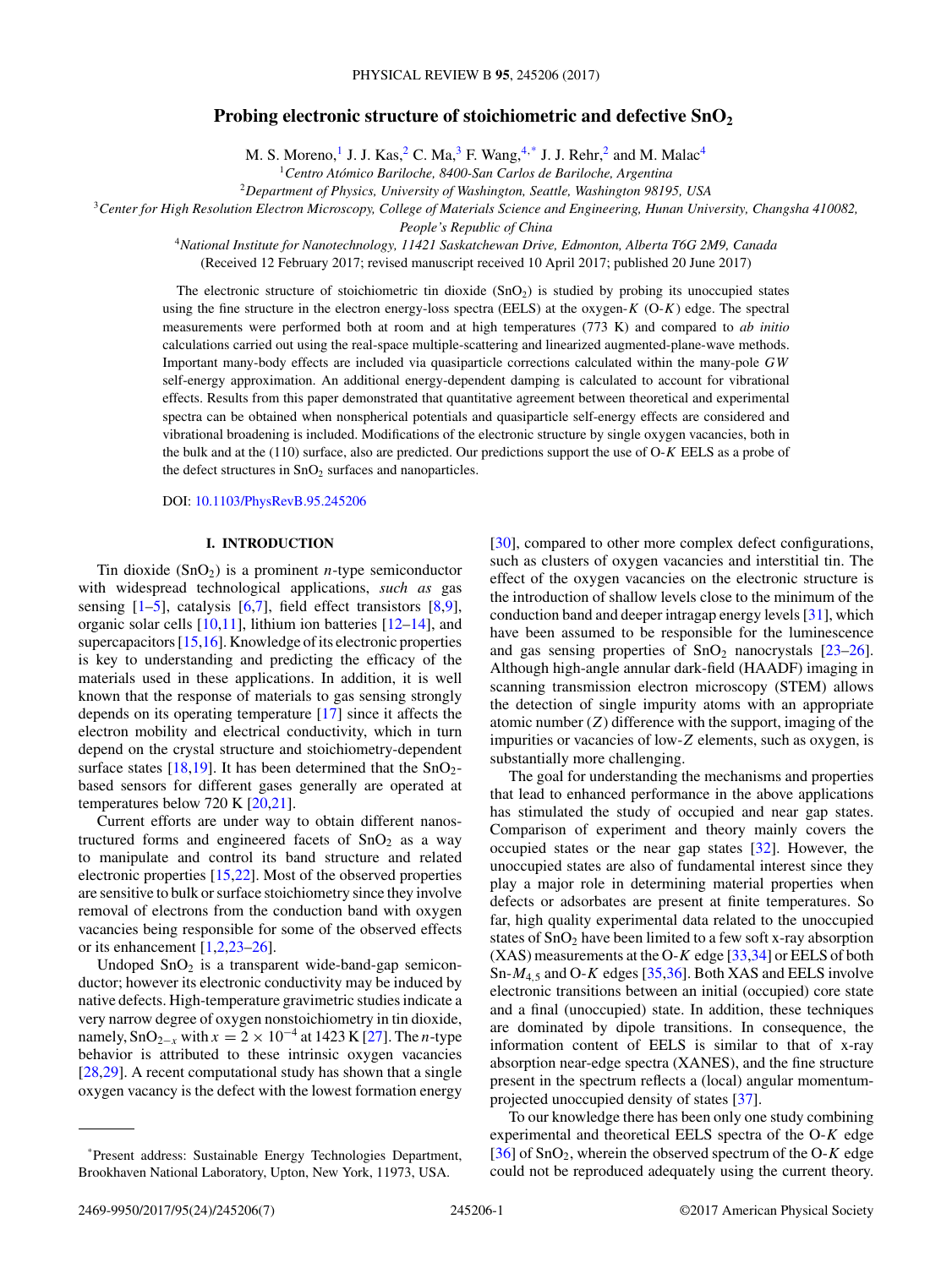# Probing electronic structure of stoichiometric and defective $SnO_2$

M. S. Moreno,[1] J. J. Kas,[2] C. Ma,[3] F. Wang,[4,*] J. J. Rehr,[2] and M. Malac[4]

[1]Centro Atómico Bariloche, 8400-San Carlos de Bariloche, Argentina

[2]Department of Physics, University of Washington, Seattle, Washington 98195, USA

[3]Center for High Resolution Electron Microscopy, College of Materials Science and Engineering, Hunan University, Changsha 410082, People's Republic of China

[4]National Institute for Nanotechnology, 11421 Saskatchewan Drive, Edmonton, Alberta T6G 2M9, Canada

(Received 12 February 2017; revised manuscript received 10 April 2017; published 20 June 2017)

The electronic structure of stoichiometric tin dioxide ($SnO_2$) is studied by probing its unoccupied states using the fine structure in the electron energy-loss spectra (EELS) at the oxygen-$K$ (O-$K$) edge. The spectral measurements were performed both at room and at high temperatures (773 K) and compared to *ab initio* calculations carried out using the real-space multiple-scattering and linearized augmented-plane-wave methods. Important many-body effects are included via quasiparticle corrections calculated within the many-pole $GW$ self-energy approximation. An additional energy-dependent damping is calculated to account for vibrational effects. Results from this paper demonstrated that quantitative agreement between theoretical and experimental spectra can be obtained when nonspherical potentials and quasiparticle self-energy effects are considered and vibrational broadening is included. Modifications of the electronic structure by single oxygen vacancies, both in the bulk and at the (110) surface, also are predicted. Our predictions support the use of O-$K$ EELS as a probe of the defect structures in $SnO_2$ surfaces and nanoparticles.

DOI: 10.1103/PhysRevB.95.245206

## I. INTRODUCTION

Tin dioxide ($SnO_2$) is a prominent $n$-type semiconductor with widespread technological applications, *such as* gas sensing [1–5], catalysis [6,7], field effect transistors [8,9], organic solar cells [10,11], lithium ion batteries [12–14], and supercapacitors [15,16]. Knowledge of its electronic properties is key to understanding and predicting the efficacy of the materials used in these applications. In addition, it is well known that the response of materials to gas sensing strongly depends on its operating temperature [17] since it affects the electron mobility and electrical conductivity, which in turn depend on the crystal structure and stoichiometry-dependent surface states [18,19]. It has been determined that the $SnO_2$-based sensors for different gases generally are operated at temperatures below 720 K [20,21].

Current efforts are under way to obtain different nanostructured forms and engineered facets of $SnO_2$ as a way to manipulate and control its band structure and related electronic properties [15,22]. Most of the observed properties are sensitive to bulk or surface stoichiometry since they involve removal of electrons from the conduction band with oxygen vacancies being responsible for some of the observed effects or its enhancement [1,2,23–26].

Undoped $SnO_2$ is a transparent wide-band-gap semiconductor; however its electronic conductivity may be induced by native defects. High-temperature gravimetric studies indicate a very narrow degree of oxygen nonstoichiometry in tin dioxide, namely, $SnO_{2-x}$ with $x = 2 \times 10^{-4}$ at 1423 K [27]. The $n$-type behavior is attributed to these intrinsic oxygen vacancies [28,29]. A recent computational study has shown that a single oxygen vacancy is the defect with the lowest formation energy [30], compared to other more complex defect configurations, such as clusters of oxygen vacancies and interstitial tin. The effect of the oxygen vacancies on the electronic structure is the introduction of shallow levels close to the minimum of the conduction band and deeper intragap energy levels [31], which have been assumed to be responsible for the luminescence and gas sensing properties of $SnO_2$ nanocrystals [23–26]. Although high-angle annular dark-field (HAADF) imaging in scanning transmission electron microscopy (STEM) allows the detection of single impurity atoms with an appropriate atomic number ($Z$) difference with the support, imaging of the impurities or vacancies of low-$Z$ elements, such as oxygen, is substantially more challenging.

The goal for understanding the mechanisms and properties that lead to enhanced performance in the above applications has stimulated the study of occupied and near gap states. Comparison of experiment and theory mainly covers the occupied states or the near gap states [32]. However, the unoccupied states are also of fundamental interest since they play a major role in determining material properties when defects or adsorbates are present at finite temperatures. So far, high quality experimental data related to the unoccupied states of $SnO_2$ have been limited to a few soft x-ray absorption (XAS) measurements at the O-$K$ edge [33,34] or EELS of both Sn-$M_{4,5}$ and O-$K$ edges [35,36]. Both XAS and EELS involve electronic transitions between an initial (occupied) core state and a final (unoccupied) state. In addition, these techniques are dominated by dipole transitions. In consequence, the information content of EELS is similar to that of x-ray absorption near-edge spectra (XANES), and the fine structure present in the spectrum reflects a (local) angular momentum-projected unoccupied density of states [37].

To our knowledge there has been only one study combining experimental and theoretical EELS spectra of the O-$K$ edge [36] of $SnO_2$, wherein the observed spectrum of the O-$K$ edge could not be reproduced adequately using the current theory.

*Present address: Sustainable Energy Technologies Department, Brookhaven National Laboratory, Upton, New York, 11973, USA.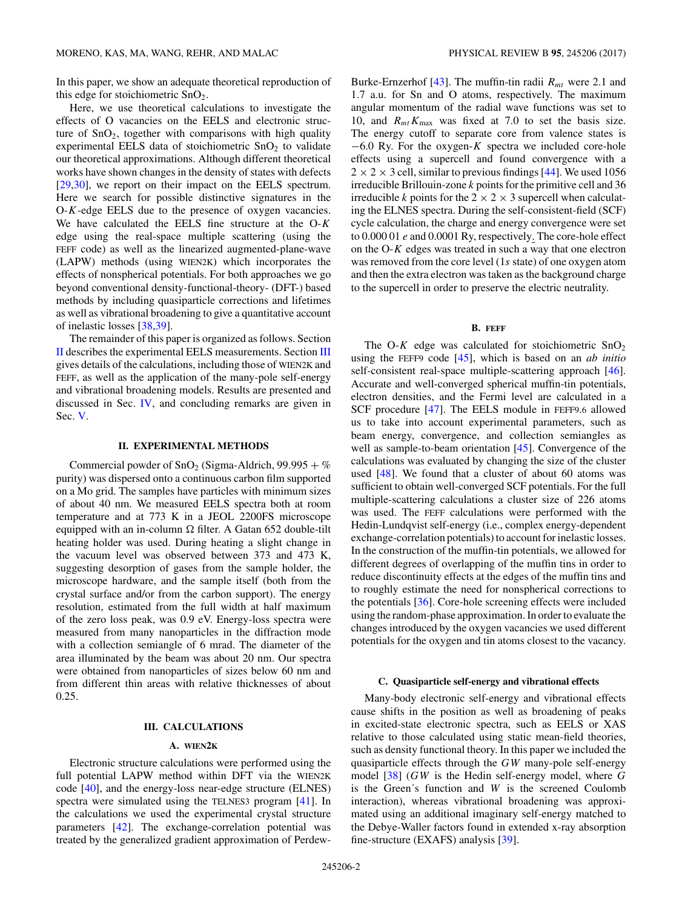In this paper, we show an adequate theoretical reproduction of this edge for stoichiometric $SnO_2$.

Here, we use theoretical calculations to investigate the effects of O vacancies on the EELS and electronic structure of $SnO_2$, together with comparisons with high quality experimental EELS data of stoichiometric $SnO_2$ to validate our theoretical approximations. Although different theoretical works have shown changes in the density of states with defects [29,30], we report on their impact on the EELS spectrum. Here we search for possible distinctive signatures in the O-$K$-edge EELS due to the presence of oxygen vacancies. We have calculated the EELS fine structure at the O-$K$ edge using the real-space multiple scattering (using the FEFF code) as well as the linearized augmented-plane-wave (LAPW) methods (using WIEN2K) which incorporates the effects of nonspherical potentials. For both approaches we go beyond conventional density-functional-theory- (DFT-) based methods by including quasiparticle corrections and lifetimes as well as vibrational broadening to give a quantitative account of inelastic losses [38,39].

The remainder of this paper is organized as follows. Section II describes the experimental EELS measurements. Section III gives details of the calculations, including those of WIEN2K and FEFF, as well as the application of the many-pole self-energy and vibrational broadening models. Results are presented and discussed in Sec. IV, and concluding remarks are given in Sec. V.

## II. EXPERIMENTAL METHODS

Commercial powder of $SnO_2$ (Sigma-Aldrich, 99.995 + % purity) was dispersed onto a continuous carbon film supported on a Mo grid. The samples have particles with minimum sizes of about 40 nm. We measured EELS spectra both at room temperature and at 773 K in a JEOL 2200FS microscope equipped with an in-column Ω filter. A Gatan 652 double-tilt heating holder was used. During heating a slight change in the vacuum level was observed between 373 and 473 K, suggesting desorption of gases from the sample holder, the microscope hardware, and the sample itself (both from the crystal surface and/or from the carbon support). The energy resolution, estimated from the full width at half maximum of the zero loss peak, was 0.9 eV. Energy-loss spectra were measured from many nanoparticles in the diffraction mode with a collection semiangle of 6 mrad. The diameter of the area illuminated by the beam was about 20 nm. Our spectra were obtained from nanoparticles of sizes below 60 nm and from different thin areas with relative thicknesses of about 0.25.

## III. CALCULATIONS

### A. WIEN2K

Electronic structure calculations were performed using the full potential LAPW method within DFT via the WIEN2K code [40], and the energy-loss near-edge structure (ELNES) spectra were simulated using the TELNES3 program [41]. In the calculations we used the experimental crystal structure parameters [42]. The exchange-correlation potential was treated by the generalized gradient approximation of Perdew-Burke-Ernzerhof [43]. The muffin-tin radii $R_{mt}$ were 2.1 and 1.7 a.u. for Sn and O atoms, respectively. The maximum angular momentum of the radial wave functions was set to 10, and $R_{mt}K_{\max}$ was fixed at 7.0 to set the basis size. The energy cutoff to separate core from valence states is −6.0 Ry. For the oxygen-$K$ spectra we included core-hole effects using a supercell and found convergence with a $2 \times 2 \times 3$ cell, similar to previous findings [44]. We used 1056 irreducible Brillouin-zone $k$ points for the primitive cell and 36 irreducible $k$ points for the $2 \times 2 \times 3$ supercell when calculating the ELNES spectra. During the self-consistent-field (SCF) cycle calculation, the charge and energy convergence were set to 0.000 01 $e$ and 0.0001 Ry, respectively. The core-hole effect on the O-$K$ edges was treated in such a way that one electron was removed from the core level (1$s$ state) of one oxygen atom and then the extra electron was taken as the background charge to the supercell in order to preserve the electric neutrality.

### B. FEFF

The O-$K$ edge was calculated for stoichiometric $SnO_2$ using the FEFF9 code [45], which is based on an *ab initio* self-consistent real-space multiple-scattering approach [46]. Accurate and well-converged spherical muffin-tin potentials, electron densities, and the Fermi level are calculated in a SCF procedure [47]. The EELS module in FEFF9.6 allowed us to take into account experimental parameters, such as beam energy, convergence, and collection semiangles as well as sample-to-beam orientation [45]. Convergence of the calculations was evaluated by changing the size of the cluster used [48]. We found that a cluster of about 60 atoms was sufficient to obtain well-converged SCF potentials. For the full multiple-scattering calculations a cluster size of 226 atoms was used. The FEFF calculations were performed with the Hedin-Lundqvist self-energy (i.e., complex energy-dependent exchange-correlation potentials) to account for inelastic losses. In the construction of the muffin-tin potentials, we allowed for different degrees of overlapping of the muffin tins in order to reduce discontinuity effects at the edges of the muffin tins and to roughly estimate the need for nonspherical corrections to the potentials [36]. Core-hole screening effects were included using the random-phase approximation. In order to evaluate the changes introduced by the oxygen vacancies we used different potentials for the oxygen and tin atoms closest to the vacancy.

### C. Quasiparticle self-energy and vibrational effects

Many-body electronic self-energy and vibrational effects cause shifts in the position as well as broadening of peaks in excited-state electronic spectra, such as EELS or XAS relative to those calculated using static mean-field theories, such as density functional theory. In this paper we included the quasiparticle effects through the $GW$ many-pole self-energy model [38] ($GW$ is the Hedin self-energy model, where $G$ is the Green´s function and $W$ is the screened Coulomb interaction), whereas vibrational broadening was approximated using an additional imaginary self-energy matched to the Debye-Waller factors found in extended x-ray absorption fine-structure (EXAFS) analysis [39].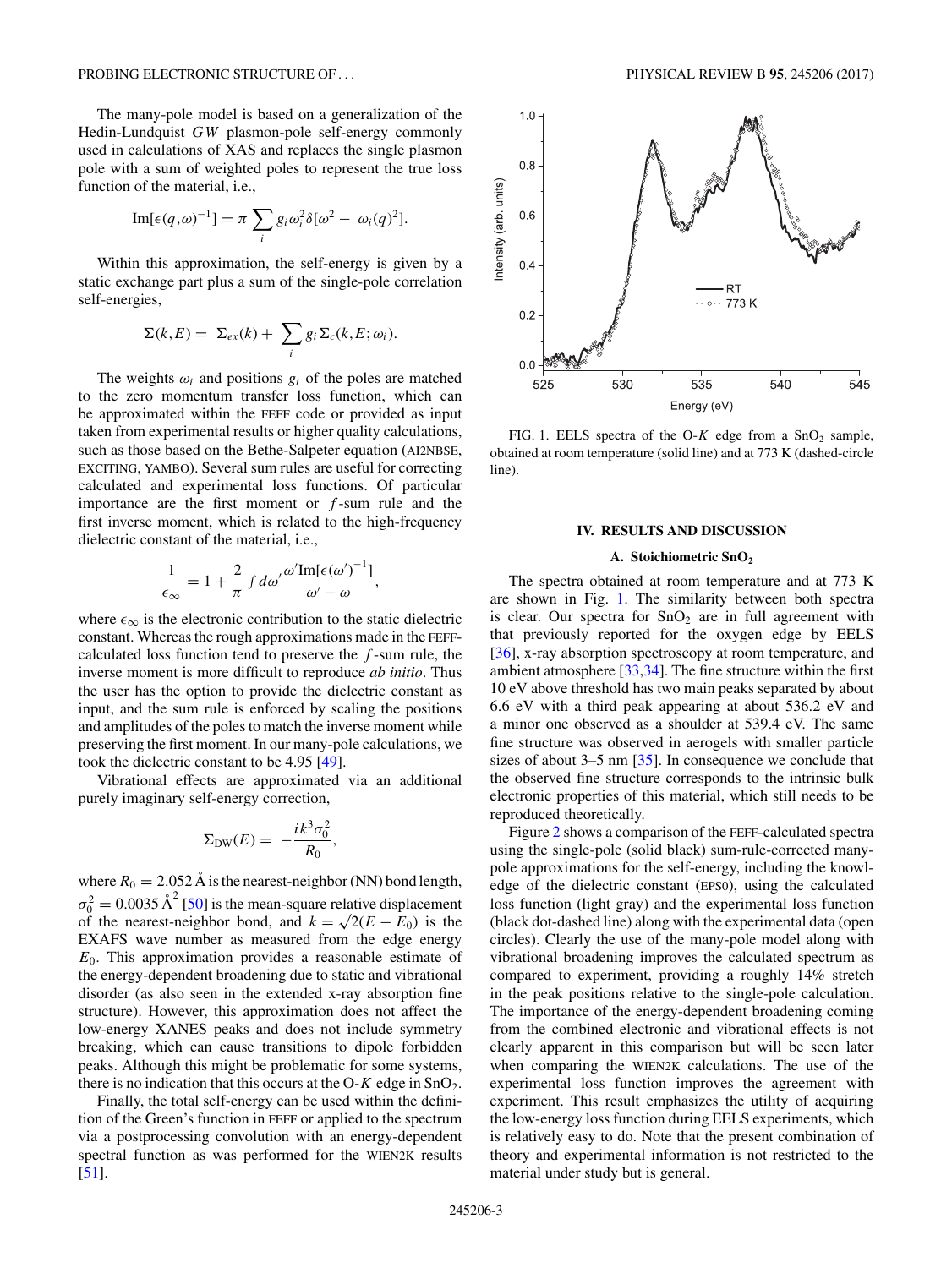The many-pole model is based on a generalization of the Hedin-Lundquist *GW* plasmon-pole self-energy commonly used in calculations of XAS and replaces the single plasmon pole with a sum of weighted poles to represent the true loss function of the material, i.e.,

$$\text{Im}[\epsilon(q,\omega)^{-1}] = \pi \sum_i g_i \omega_i^2 \delta[\omega^2 - \omega_i(q)^2].$$

Within this approximation, the self-energy is given by a static exchange part plus a sum of the single-pole correlation self-energies,

$$\Sigma(k,E) = \Sigma_{ex}(k) + \sum_i g_i \Sigma_c(k,E;\omega_i).$$

The weights $\omega_i$ and positions $g_i$ of the poles are matched to the zero momentum transfer loss function, which can be approximated within the FEFF code or provided as input taken from experimental results or higher quality calculations, such as those based on the Bethe-Salpeter equation (AI2NBSE, EXCITING, YAMBO). Several sum rules are useful for correcting calculated and experimental loss functions. Of particular importance are the first moment or $f$-sum rule and the first inverse moment, which is related to the high-frequency dielectric constant of the material, i.e.,

$$\frac{1}{\epsilon_\infty} = 1 + \frac{2}{\pi}\int d\omega' \frac{\omega' \text{Im}[\epsilon(\omega')^{-1}]}{\omega' - \omega},$$

where $\epsilon_\infty$ is the electronic contribution to the static dielectric constant. Whereas the rough approximations made in the FEFF-calculated loss function tend to preserve the $f$-sum rule, the inverse moment is more difficult to reproduce *ab initio*. Thus the user has the option to provide the dielectric constant as input, and the sum rule is enforced by scaling the positions and amplitudes of the poles to match the inverse moment while preserving the first moment. In our many-pole calculations, we took the dielectric constant to be 4.95 [49].

Vibrational effects are approximated via an additional purely imaginary self-energy correction,

$$\Sigma_{\text{DW}}(E) = -\frac{ik^3\sigma_0^2}{R_0},$$

where $R_0 = 2.052$ Å is the nearest-neighbor (NN) bond length, $\sigma_0^2 = 0.0035$ Å$^2$ [50] is the mean-square relative displacement of the nearest-neighbor bond, and $k = \sqrt{2(E - E_0)}$ is the EXAFS wave number as measured from the edge energy $E_0$. This approximation provides a reasonable estimate of the energy-dependent broadening due to static and vibrational disorder (as also seen in the extended x-ray absorption fine structure). However, this approximation does not affect the low-energy XANES peaks and does not include symmetry breaking, which can cause transitions to dipole forbidden peaks. Although this might be problematic for some systems, there is no indication that this occurs at the O-$K$ edge in $SnO_2$.

Finally, the total self-energy can be used within the definition of the Green's function in FEFF or applied to the spectrum via a postprocessing convolution with an energy-dependent spectral function as was performed for the WIEN2K results [51].

FIG. 1. EELS spectra of the O-$K$ edge from a $SnO_2$ sample, obtained at room temperature (solid line) and at 773 K (dashed-circle line).

## IV. RESULTS AND DISCUSSION

### A. Stoichiometric $SnO_2$

The spectra obtained at room temperature and at 773 K are shown in Fig. 1. The similarity between both spectra is clear. Our spectra for $SnO_2$ are in full agreement with that previously reported for the oxygen edge by EELS [36], x-ray absorption spectroscopy at room temperature, and ambient atmosphere [33,34]. The fine structure within the first 10 eV above threshold has two main peaks separated by about 6.6 eV with a third peak appearing at about 536.2 eV and a minor one observed as a shoulder at 539.4 eV. The same fine structure was observed in aerogels with smaller particle sizes of about 3–5 nm [35]. In consequence we conclude that the observed fine structure corresponds to the intrinsic bulk electronic properties of this material, which still needs to be reproduced theoretically.

Figure 2 shows a comparison of the FEFF-calculated spectra using the single-pole (solid black) sum-rule-corrected many-pole approximations for the self-energy, including the knowledge of the dielectric constant (EPS0), using the calculated loss function (light gray) and the experimental loss function (black dot-dashed line) along with the experimental data (open circles). Clearly the use of the many-pole model along with vibrational broadening improves the calculated spectrum as compared to experiment, providing a roughly 14% stretch in the peak positions relative to the single-pole calculation. The importance of the energy-dependent broadening coming from the combined electronic and vibrational effects is not clearly apparent in this comparison but will be seen later when comparing the WIEN2K calculations. The use of the experimental loss function improves the agreement with experiment. This result emphasizes the utility of acquiring the low-energy loss function during EELS experiments, which is relatively easy to do. Note that the present combination of theory and experimental information is not restricted to the material under study but is general.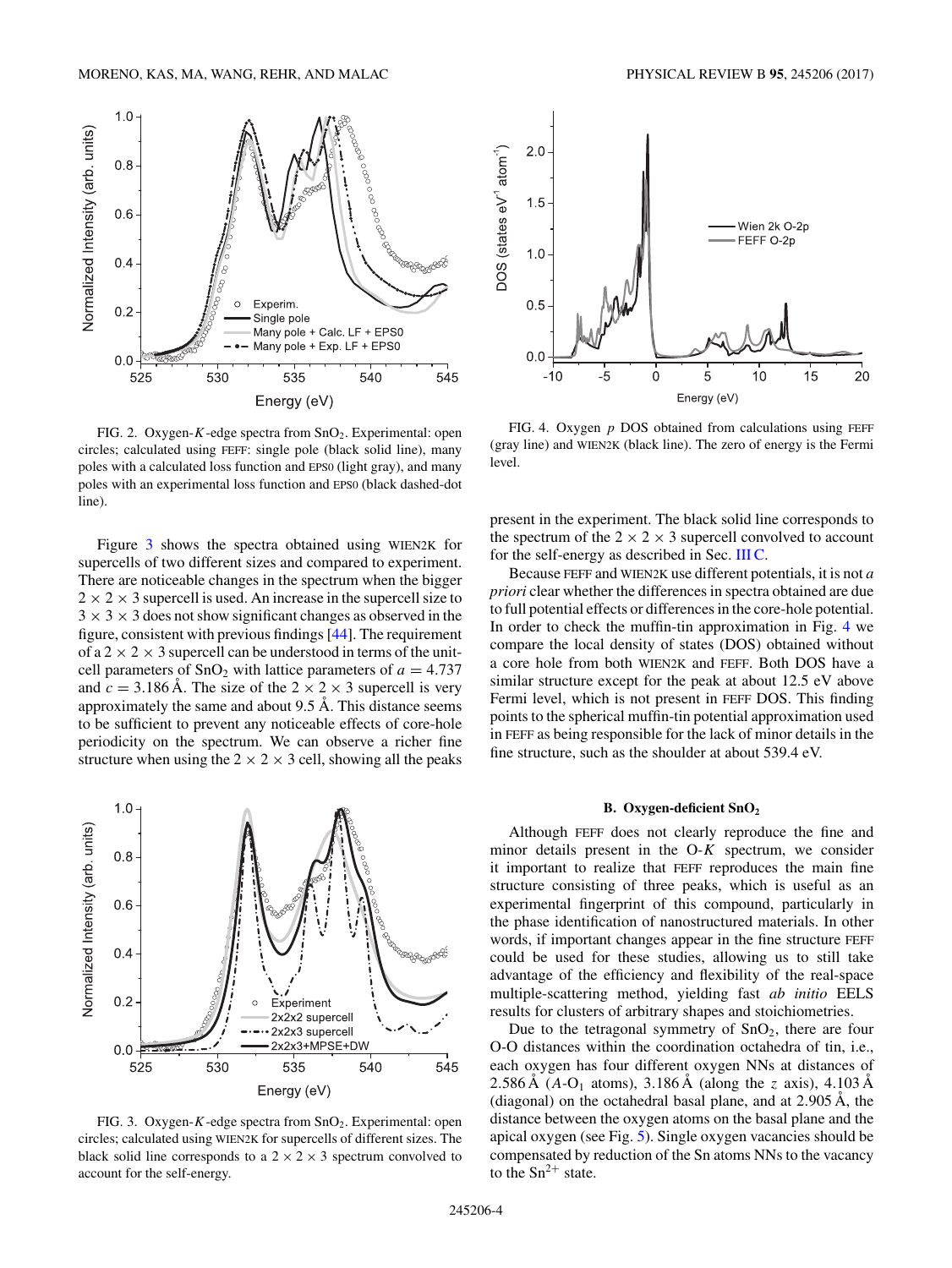FIG. 2. Oxygen-$K$-edge spectra from $SnO_2$. Experimental: open circles; calculated using FEFF: single pole (black solid line), many poles with a calculated loss function and EPS0 (light gray), and many poles with an experimental loss function and EPS0 (black dashed-dot line).

FIG. 4. Oxygen $p$ DOS obtained from calculations using FEFF (gray line) and WIEN2K (black line). The zero of energy is the Fermi level.

Figure 3 shows the spectra obtained using WIEN2K for supercells of two different sizes and compared to experiment. There are noticeable changes in the spectrum when the bigger $2 \times 2 \times 3$ supercell is used. An increase in the supercell size to $3 \times 3 \times 3$ does not show significant changes as observed in the figure, consistent with previous findings [44]. The requirement of a $2 \times 2 \times 3$ supercell can be understood in terms of the unit-cell parameters of $SnO_2$ with lattice parameters of $a = 4.737$ and $c = 3.186$ Å. The size of the $2 \times 2 \times 3$ supercell is very approximately the same and about 9.5 Å. This distance seems to be sufficient to prevent any noticeable effects of core-hole periodicity on the spectrum. We can observe a richer fine structure when using the $2 \times 2 \times 3$ cell, showing all the peaks present in the experiment. The black solid line corresponds to the spectrum of the $2 \times 2 \times 3$ supercell convolved to account for the self-energy as described in Sec. III C.

FIG. 3. Oxygen-$K$-edge spectra from $SnO_2$. Experimental: open circles; calculated using WIEN2K for supercells of different sizes. The black solid line corresponds to a $2 \times 2 \times 3$ spectrum convolved to account for the self-energy.

Because FEFF and WIEN2K use different potentials, it is not *a priori* clear whether the differences in spectra obtained are due to full potential effects or differences in the core-hole potential. In order to check the muffin-tin approximation in Fig. 4 we compare the local density of states (DOS) obtained without a core hole from both WIEN2K and FEFF. Both DOS have a similar structure except for the peak at about 12.5 eV above Fermi level, which is not present in FEFF DOS. This finding points to the spherical muffin-tin potential approximation used in FEFF as being responsible for the lack of minor details in the fine structure, such as the shoulder at about 539.4 eV.

### B. Oxygen-deficient $SnO_2$

Although FEFF does not clearly reproduce the fine and minor details present in the O-$K$ spectrum, we consider it important to realize that FEFF reproduces the main fine structure consisting of three peaks, which is useful as an experimental fingerprint of this compound, particularly in the phase identification of nanostructured materials. In other words, if important changes appear in the fine structure FEFF could be used for these studies, allowing us to still take advantage of the efficiency and flexibility of the real-space multiple-scattering method, yielding fast *ab initio* EELS results for clusters of arbitrary shapes and stoichiometries.

Due to the tetragonal symmetry of $SnO_2$, there are four O-O distances within the coordination octahedra of tin, i.e., each oxygen has four different oxygen NNs at distances of 2.586 Å ($A$-$O_1$ atoms), 3.186 Å (along the $z$ axis), 4.103 Å (diagonal) on the octahedral basal plane, and at 2.905 Å, the distance between the oxygen atoms on the basal plane and the apical oxygen (see Fig. 5). Single oxygen vacancies should be compensated by reduction of the Sn atoms NNs to the vacancy to the $Sn^{2+}$ state.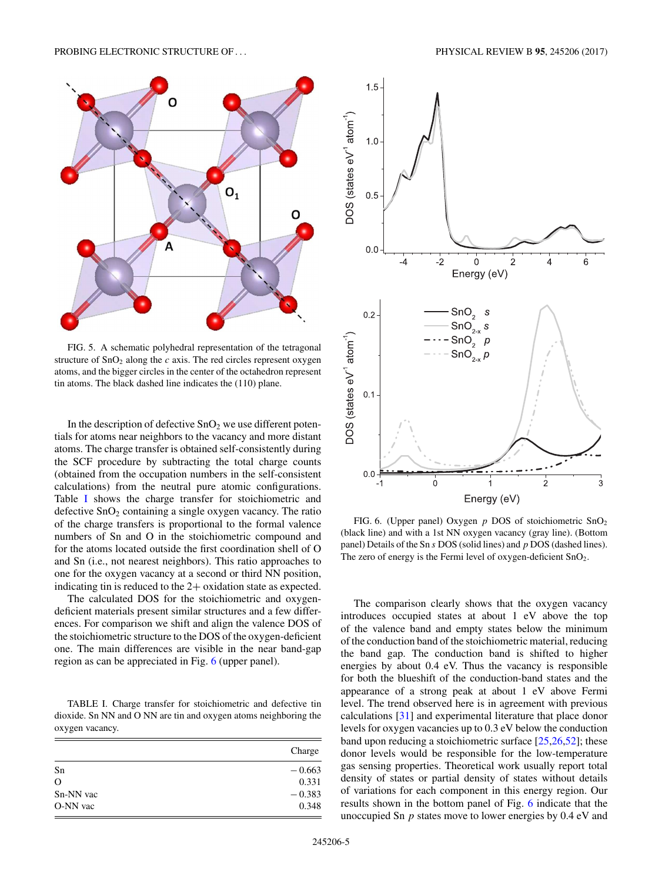FIG. 5. A schematic polyhedral representation of the tetragonal structure of $SnO_2$ along the $c$ axis. The red circles represent oxygen atoms, and the bigger circles in the center of the octahedron represent tin atoms. The black dashed line indicates the (110) plane.

In the description of defective $SnO_2$ we use different potentials for atoms near neighbors to the vacancy and more distant atoms. The charge transfer is obtained self-consistently during the SCF procedure by subtracting the total charge counts (obtained from the occupation numbers in the self-consistent calculations) from the neutral pure atomic configurations. Table I shows the charge transfer for stoichiometric and defective $SnO_2$ containing a single oxygen vacancy. The ratio of the charge transfers is proportional to the formal valence numbers of Sn and O in the stoichiometric compound and for the atoms located outside the first coordination shell of O and Sn (i.e., not nearest neighbors). This ratio approaches to one for the oxygen vacancy at a second or third NN position, indicating tin is reduced to the 2+ oxidation state as expected.

The calculated DOS for the stoichiometric and oxygen-deficient materials present similar structures and a few differences. For comparison we shift and align the valence DOS of the stoichiometric structure to the DOS of the oxygen-deficient one. The main differences are visible in the near band-gap region as can be appreciated in Fig. 6 (upper panel).

TABLE I. Charge transfer for stoichiometric and defective tin dioxide. Sn NN and O NN are tin and oxygen atoms neighboring the oxygen vacancy.

| | Charge |
|---|---|
| Sn | −0.663 |
| O | 0.331 |
| Sn-NN vac | −0.383 |
| O-NN vac | 0.348 |

FIG. 6. (Upper panel) Oxygen $p$ DOS of stoichiometric $SnO_2$ (black line) and with a 1st NN oxygen vacancy (gray line). (Bottom panel) Details of the Sn $s$ DOS (solid lines) and $p$ DOS (dashed lines). The zero of energy is the Fermi level of oxygen-deficient $SnO_2$.

The comparison clearly shows that the oxygen vacancy introduces occupied states at about 1 eV above the top of the valence band and empty states below the minimum of the conduction band of the stoichiometric material, reducing the band gap. The conduction band is shifted to higher energies by about 0.4 eV. Thus the vacancy is responsible for both the blueshift of the conduction-band states and the appearance of a strong peak at about 1 eV above Fermi level. The trend observed here is in agreement with previous calculations [31] and experimental literature that place donor levels for oxygen vacancies up to 0.3 eV below the conduction band upon reducing a stoichiometric surface [25,26,52]; these donor levels would be responsible for the low-temperature gas sensing properties. Theoretical work usually report total density of states or partial density of states without details of variations for each component in this energy region. Our results shown in the bottom panel of Fig. 6 indicate that the unoccupied Sn $p$ states move to lower energies by 0.4 eV and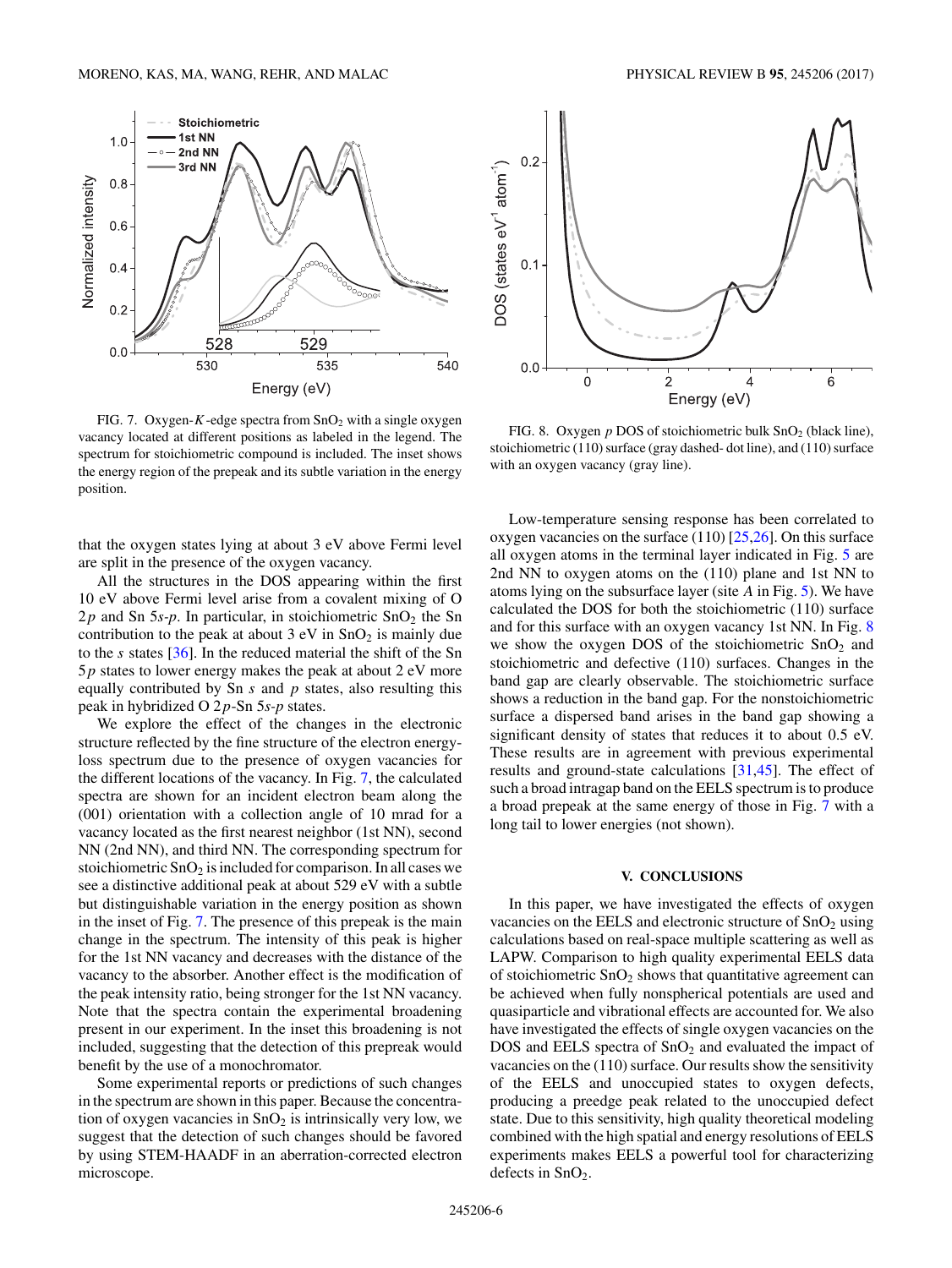FIG. 7. Oxygen-$K$-edge spectra from $SnO_2$ with a single oxygen vacancy located at different positions as labeled in the legend. The spectrum for stoichiometric compound is included. The inset shows the energy region of the prepeak and its subtle variation in the energy position.

FIG. 8. Oxygen $p$ DOS of stoichiometric bulk $SnO_2$ (black line), stoichiometric (110) surface (gray dashed- dot line), and (110) surface with an oxygen vacancy (gray line).

that the oxygen states lying at about 3 eV above Fermi level are split in the presence of the oxygen vacancy.

All the structures in the DOS appearing within the first 10 eV above Fermi level arise from a covalent mixing of O $2p$ and Sn $5s$-$p$. In particular, in stoichiometric $SnO_2$ the Sn contribution to the peak at about 3 eV in $SnO_2$ is mainly due to the $s$ states [36]. In the reduced material the shift of the Sn $5p$ states to lower energy makes the peak at about 2 eV more equally contributed by Sn $s$ and $p$ states, also resulting this peak in hybridized O $2p$-Sn $5s$-$p$ states.

We explore the effect of the changes in the electronic structure reflected by the fine structure of the electron energy-loss spectrum due to the presence of oxygen vacancies for the different locations of the vacancy. In Fig. 7, the calculated spectra are shown for an incident electron beam along the (001) orientation with a collection angle of 10 mrad for a vacancy located as the first nearest neighbor (1st NN), second NN (2nd NN), and third NN. The corresponding spectrum for stoichiometric $SnO_2$ is included for comparison. In all cases we see a distinctive additional peak at about 529 eV with a subtle but distinguishable variation in the energy position as shown in the inset of Fig. 7. The presence of this prepeak is the main change in the spectrum. The intensity of this peak is higher for the 1st NN vacancy and decreases with the distance of the vacancy to the absorber. Another effect is the modification of the peak intensity ratio, being stronger for the 1st NN vacancy. Note that the spectra contain the experimental broadening present in our experiment. In the inset this broadening is not included, suggesting that the detection of this prepeak would benefit by the use of a monochromator.

Some experimental reports or predictions of such changes in the spectrum are shown in this paper. Because the concentration of oxygen vacancies in $SnO_2$ is intrinsically very low, we suggest that the detection of such changes should be favored by using STEM-HAADF in an aberration-corrected electron microscope.

Low-temperature sensing response has been correlated to oxygen vacancies on the surface (110) [25,26]. On this surface all oxygen atoms in the terminal layer indicated in Fig. 5 are 2nd NN to oxygen atoms on the (110) plane and 1st NN to atoms lying on the subsurface layer (site $A$ in Fig. 5). We have calculated the DOS for both the stoichiometric (110) surface and for this surface with an oxygen vacancy 1st NN. In Fig. 8 we show the oxygen DOS of the stoichiometric $SnO_2$ and stoichiometric and defective (110) surfaces. Changes in the band gap are clearly observable. The stoichiometric surface shows a reduction in the band gap. For the nonstoichiometric surface a dispersed band arises in the band gap showing a significant density of states that reduces it to about 0.5 eV. These results are in agreement with previous experimental results and ground-state calculations [31,45]. The effect of such a broad intragap band on the EELS spectrum is to produce a broad prepeak at the same energy of those in Fig. 7 with a long tail to lower energies (not shown).

## V. CONCLUSIONS

In this paper, we have investigated the effects of oxygen vacancies on the EELS and electronic structure of $SnO_2$ using calculations based on real-space multiple scattering as well as LAPW. Comparison to high quality experimental EELS data of stoichiometric $SnO_2$ shows that quantitative agreement can be achieved when fully nonspherical potentials are used and quasiparticle and vibrational effects are accounted for. We also have investigated the effects of single oxygen vacancies on the DOS and EELS spectra of $SnO_2$ and evaluated the impact of vacancies on the (110) surface. Our results show the sensitivity of the EELS and unoccupied states to oxygen defects, producing a preedge peak related to the unoccupied defect state. Due to this sensitivity, high quality theoretical modeling combined with the high spatial and energy resolutions of EELS experiments makes EELS a powerful tool for characterizing defects in $SnO_2$.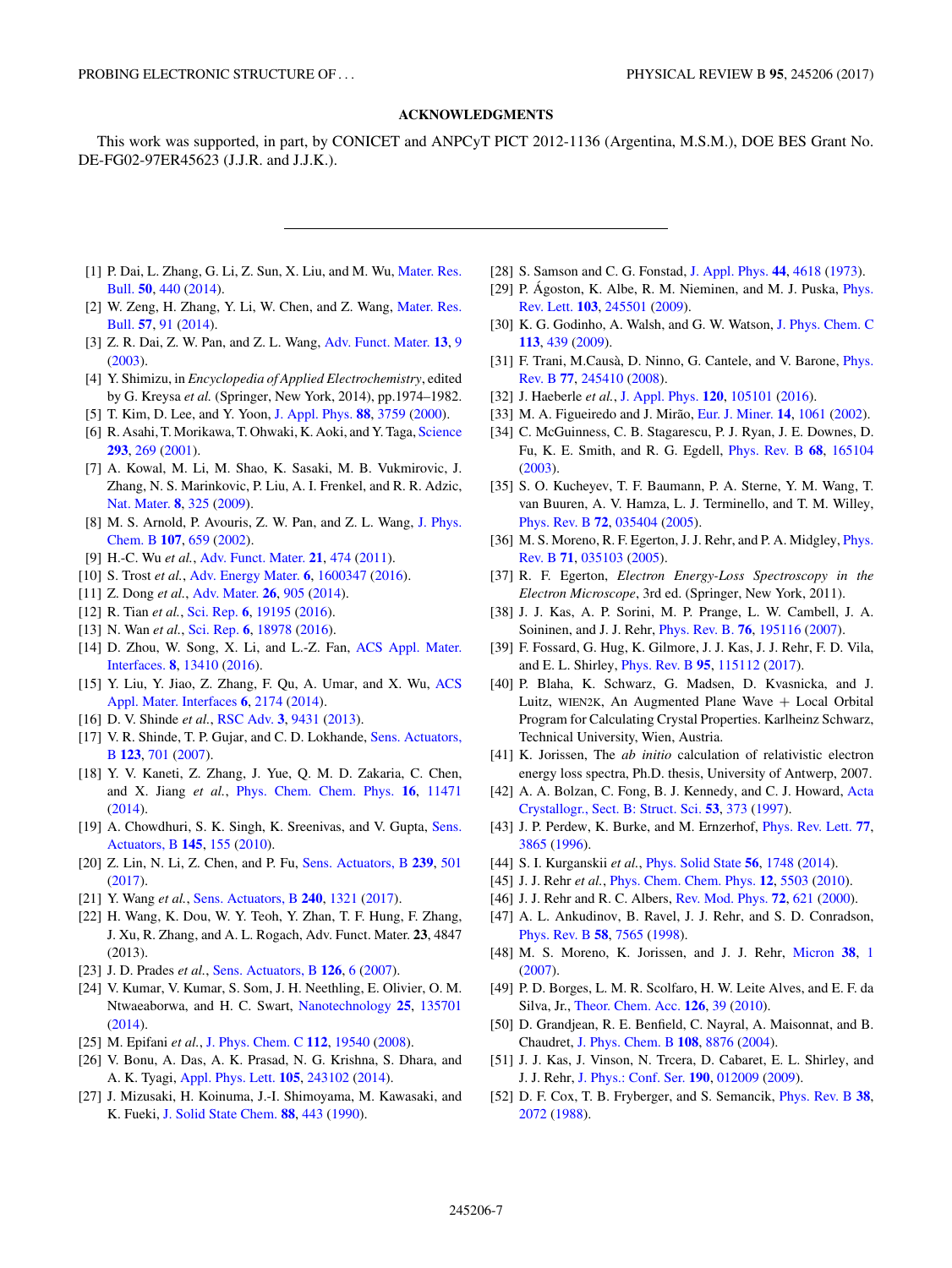## ACKNOWLEDGMENTS

This work was supported, in part, by CONICET and ANPCyT PICT 2012-1136 (Argentina, M.S.M.), DOE BES Grant No. DE-FG02-97ER45623 (J.J.R. and J.J.K.).

---

[1] P. Dai, L. Zhang, G. Li, Z. Sun, X. Liu, and M. Wu, Mater. Res. Bull. **50**, 440 (2014).

[2] W. Zeng, H. Zhang, Y. Li, W. Chen, and Z. Wang, Mater. Res. Bull. **57**, 91 (2014).

[3] Z. R. Dai, Z. W. Pan, and Z. L. Wang, Adv. Funct. Mater. **13**, 9 (2003).

[4] Y. Shimizu, in *Encyclopedia of Applied Electrochemistry*, edited by G. Kreysa *et al.* (Springer, New York, 2014), pp.1974–1982.

[5] T. Kim, D. Lee, and Y. Yoon, J. Appl. Phys. **88**, 3759 (2000).

[6] R. Asahi, T. Morikawa, T. Ohwaki, K. Aoki, and Y. Taga, Science **293**, 269 (2001).

[7] A. Kowal, M. Li, M. Shao, K. Sasaki, M. B. Vukmirovic, J. Zhang, N. S. Marinkovic, P. Liu, A. I. Frenkel, and R. R. Adzic, Nat. Mater. **8**, 325 (2009).

[8] M. S. Arnold, P. Avouris, Z. W. Pan, and Z. L. Wang, J. Phys. Chem. B **107**, 659 (2002).

[9] H.-C. Wu *et al.*, Adv. Funct. Mater. **21**, 474 (2011).

[10] S. Trost *et al.*, Adv. Energy Mater. **6**, 1600347 (2016).

[11] Z. Dong *et al.*, Adv. Mater. **26**, 905 (2014).

[12] R. Tian *et al.*, Sci. Rep. **6**, 19195 (2016).

[13] N. Wan *et al.*, Sci. Rep. **6**, 18978 (2016).

[14] D. Zhou, W. Song, X. Li, and L.-Z. Fan, ACS Appl. Mater. Interfaces. **8**, 13410 (2016).

[15] Y. Liu, Y. Jiao, Z. Zhang, F. Qu, A. Umar, and X. Wu, ACS Appl. Mater. Interfaces **6**, 2174 (2014).

[16] D. V. Shinde *et al.*, RSC Adv. **3**, 9431 (2013).

[17] V. R. Shinde, T. P. Gujar, and C. D. Lokhande, Sens. Actuators, B **123**, 701 (2007).

[18] Y. V. Kaneti, Z. Zhang, J. Yue, Q. M. D. Zakaria, C. Chen, and X. Jiang *et al.*, Phys. Chem. Chem. Phys. **16**, 11471 (2014).

[19] A. Chowdhuri, S. K. Singh, K. Sreenivas, and V. Gupta, Sens. Actuators, B **145**, 155 (2010).

[20] Z. Lin, N. Li, Z. Chen, and P. Fu, Sens. Actuators, B **239**, 501 (2017).

[21] Y. Wang *et al.*, Sens. Actuators, B **240**, 1321 (2017).

[22] H. Wang, K. Dou, W. Y. Teoh, Y. Zhan, T. F. Hung, F. Zhang, J. Xu, R. Zhang, and A. L. Rogach, Adv. Funct. Mater. **23**, 4847 (2013).

[23] J. D. Prades *et al.*, Sens. Actuators, B **126**, 6 (2007).

[24] V. Kumar, V. Kumar, S. Som, J. H. Neethling, E. Olivier, O. M. Ntwaeaborwa, and H. C. Swart, Nanotechnology **25**, 135701 (2014).

[25] M. Epifani *et al.*, J. Phys. Chem. C **112**, 19540 (2008).

[26] V. Bonu, A. Das, A. K. Prasad, N. G. Krishna, S. Dhara, and A. K. Tyagi, Appl. Phys. Lett. **105**, 243102 (2014).

[27] J. Mizusaki, H. Koinuma, J.-I. Shimoyama, M. Kawasaki, and K. Fueki, J. Solid State Chem. **88**, 443 (1990).

[28] S. Samson and C. G. Fonstad, J. Appl. Phys. **44**, 4618 (1973).

[29] P. Ágoston, K. Albe, R. M. Nieminen, and M. J. Puska, Phys. Rev. Lett. **103**, 245501 (2009).

[30] K. G. Godinho, A. Walsh, and G. W. Watson, J. Phys. Chem. C **113**, 439 (2009).

[31] F. Trani, M.Causà, D. Ninno, G. Cantele, and V. Barone, Phys. Rev. B **77**, 245410 (2008).

[32] J. Haeberle *et al.*, J. Appl. Phys. **120**, 105101 (2016).

[33] M. A. Figueiredo and J. Mirão, Eur. J. Miner. **14**, 1061 (2002).

[34] C. McGuinness, C. B. Stagarescu, P. J. Ryan, J. E. Downes, D. Fu, K. E. Smith, and R. G. Egdell, Phys. Rev. B **68**, 165104 (2003).

[35] S. O. Kucheyev, T. F. Baumann, P. A. Sterne, Y. M. Wang, T. van Buuren, A. V. Hamza, L. J. Terminello, and T. M. Willey, Phys. Rev. B **72**, 035404 (2005).

[36] M. S. Moreno, R. F. Egerton, J. J. Rehr, and P. A. Midgley, Phys. Rev. B **71**, 035103 (2005).

[37] R. F. Egerton, *Electron Energy-Loss Spectroscopy in the Electron Microscope*, 3rd ed. (Springer, New York, 2011).

[38] J. J. Kas, A. P. Sorini, M. P. Prange, L. W. Cambell, J. A. Soininen, and J. J. Rehr, Phys. Rev. B. **76**, 195116 (2007).

[39] F. Fossard, G. Hug, K. Gilmore, J. J. Kas, J. J. Rehr, F. D. Vila, and E. L. Shirley, Phys. Rev. B **95**, 115112 (2017).

[40] P. Blaha, K. Schwarz, G. Madsen, D. Kvasnicka, and J. Luitz, WIEN2K, An Augmented Plane Wave + Local Orbital Program for Calculating Crystal Properties. Karlheinz Schwarz, Technical University, Wien, Austria.

[41] K. Jorissen, The *ab initio* calculation of relativistic electron energy loss spectra, Ph.D. thesis, University of Antwerp, 2007.

[42] A. A. Bolzan, C. Fong, B. J. Kennedy, and C. J. Howard, Acta Crystallogr., Sect. B: Struct. Sci. **53**, 373 (1997).

[43] J. P. Perdew, K. Burke, and M. Ernzerhof, Phys. Rev. Lett. **77**, 3865 (1996).

[44] S. I. Kurganskii *et al.*, Phys. Solid State **56**, 1748 (2014).

[45] J. J. Rehr *et al.*, Phys. Chem. Chem. Phys. **12**, 5503 (2010).

[46] J. J. Rehr and R. C. Albers, Rev. Mod. Phys. **72**, 621 (2000).

[47] A. L. Ankudinov, B. Ravel, J. J. Rehr, and S. D. Conradson, Phys. Rev. B **58**, 7565 (1998).

[48] M. S. Moreno, K. Jorissen, and J. J. Rehr, Micron **38**, 1 (2007).

[49] P. D. Borges, L. M. R. Scolfaro, H. W. Leite Alves, and E. F. da Silva, Jr., Theor. Chem. Acc. **126**, 39 (2010).

[50] D. Grandjean, R. E. Benfield, C. Nayral, A. Maisonnat, and B. Chaudret, J. Phys. Chem. B **108**, 8876 (2004).

[51] J. J. Kas, J. Vinson, N. Trcera, D. Cabaret, E. L. Shirley, and J. J. Rehr, J. Phys.: Conf. Ser. **190**, 012009 (2009).

[52] D. F. Cox, T. B. Fryberger, and S. Semancik, Phys. Rev. B **38**, 2072 (1988).